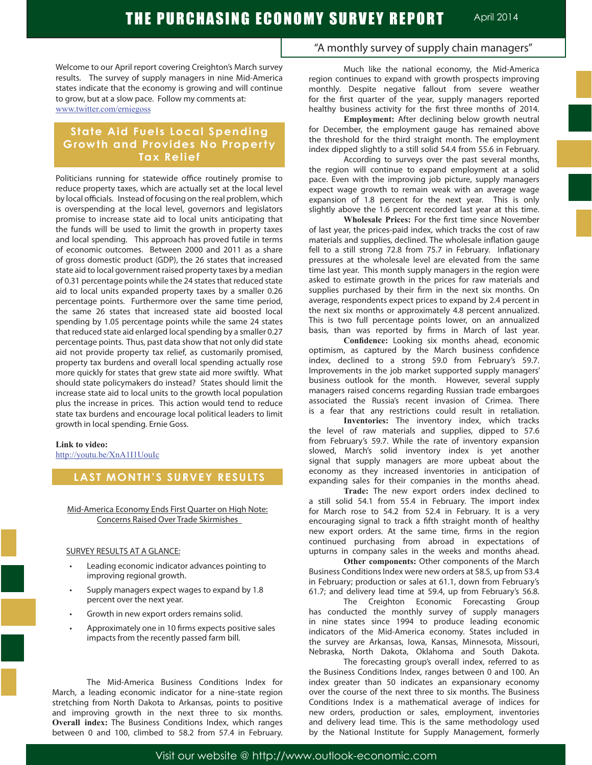# THE PURCHASING ECONOMY SURVEY REPORT

April 2014

"A monthly survey of supply chain managers"

Welcome to our April report covering Creighton's March survey results. The survey of supply managers in nine Mid-America states indicate that the economy is growing and will continue to grow, but at a slow pace. Follow my comments at: www.twitter.com/erniegoss

## State Aid Fuels Local Spending Growth and Provides No Property Tax Relief

Politicians running for statewide office routinely promise to reduce property taxes, which are actually set at the local level by local officials. Instead of focusing on the real problem, which is overspending at the local level, governors and legislators promise to increase state aid to local units anticipating that the funds will be used to limit the growth in property taxes and local spending. This approach has proved futile in terms of economic outcomes. Between 2000 and 2011 as a share of gross domestic product (GDP), the 26 states that increased state aid to local government raised property taxes by a median of 0.31 percentage points while the 24 states that reduced state aid to local units expanded property taxes by a smaller 0.26 percentage points. Furthermore over the same time period, the same 26 states that increased state aid boosted local spending by 1.05 percentage points while the same 24 states that reduced state aid enlarged local spending by a smaller 0.27 percentage points. Thus, past data show that not only did state aid not provide property tax relief, as customarily promised, property tax burdens and overall local spending actually rose more quickly for states that grew state aid more swiftly. What should state policymakers do instead? States should limit the increase state aid to local units to the growth local population plus the increase in prices. This action would tend to reduce state tax burdens and encourage local political leaders to limit growth in local spending. Ernie Goss.

**Link to video:**
http://youtu.be/XnA1I1UouIc

## LAST MONTH'S SURVEY RESULTS

Mid-America Economy Ends First Quarter on High Note: Concerns Raised Over Trade Skirmishes

SURVEY RESULTS AT A GLANCE:

- Leading economic indicator advances pointing to improving regional growth.
- Supply managers expect wages to expand by 1.8 percent over the next year.
- Growth in new export orders remains solid.
- Approximately one in 10 firms expects positive sales impacts from the recently passed farm bill.

The Mid-America Business Conditions Index for March, a leading economic indicator for a nine-state region stretching from North Dakota to Arkansas, points to positive and improving growth in the next three to six months.
**Overall index:** The Business Conditions Index, which ranges between 0 and 100, climbed to 58.2 from 57.4 in February. Much like the national economy, the Mid-America region continues to expand with growth prospects improving monthly. Despite negative fallout from severe weather for the first quarter of the year, supply managers reported healthy business activity for the first three months of 2014.

**Employment:** After declining below growth neutral for December, the employment gauge has remained above the threshold for the third straight month. The employment index dipped slightly to a still solid 54.4 from 55.6 in February.

According to surveys over the past several months, the region will continue to expand employment at a solid pace. Even with the improving job picture, supply managers expect wage growth to remain weak with an average wage expansion of 1.8 percent for the next year. This is only slightly above the 1.6 percent recorded last year at this time.

**Wholesale Prices:** For the first time since November of last year, the prices-paid index, which tracks the cost of raw materials and supplies, declined. The wholesale inflation gauge fell to a still strong 72.8 from 75.7 in February. Inflationary pressures at the wholesale level are elevated from the same time last year. This month supply managers in the region were asked to estimate growth in the prices for raw materials and supplies purchased by their firm in the next six months. On average, respondents expect prices to expand by 2.4 percent in the next six months or approximately 4.8 percent annualized. This is two full percentage points lower, on an annualized basis, than was reported by firms in March of last year.

**Confidence:** Looking six months ahead, economic optimism, as captured by the March business confidence index, declined to a strong 59.0 from February's 59.7. Improvements in the job market supported supply managers' business outlook for the month. However, several supply managers raised concerns regarding Russian trade embargoes associated the Russia's recent invasion of Crimea. There is a fear that any restrictions could result in retaliation.

**Inventories:** The inventory index, which tracks the level of raw materials and supplies, dipped to 57.6 from February's 59.7. While the rate of inventory expansion slowed, March's solid inventory index is yet another signal that supply managers are more upbeat about the economy as they increased inventories in anticipation of expanding sales for their companies in the months ahead.

**Trade:** The new export orders index declined to a still solid 54.1 from 55.4 in February. The import index for March rose to 54.2 from 52.4 in February. It is a very encouraging signal to track a fifth straight month of healthy new export orders. At the same time, firms in the region continued purchasing from abroad in expectations of upturns in company sales in the weeks and months ahead.

**Other components:** Other components of the March Business Conditions Index were new orders at 58.5, up from 53.4 in February; production or sales at 61.1, down from February's 61.7; and delivery lead time at 59.4, up from February's 56.8.

The Creighton Economic Forecasting Group has conducted the monthly survey of supply managers in nine states since 1994 to produce leading economic indicators of the Mid-America economy. States included in the survey are Arkansas, Iowa, Kansas, Minnesota, Missouri, Nebraska, North Dakota, Oklahoma and South Dakota.

The forecasting group's overall index, referred to as the Business Conditions Index, ranges between 0 and 100. An index greater than 50 indicates an expansionary economy over the course of the next three to six months. The Business Conditions Index is a mathematical average of indices for new orders, production or sales, employment, inventories and delivery lead time. This is the same methodology used by the National Institute for Supply Management, formerly

Visit our website @ http://www.outlook-economic.com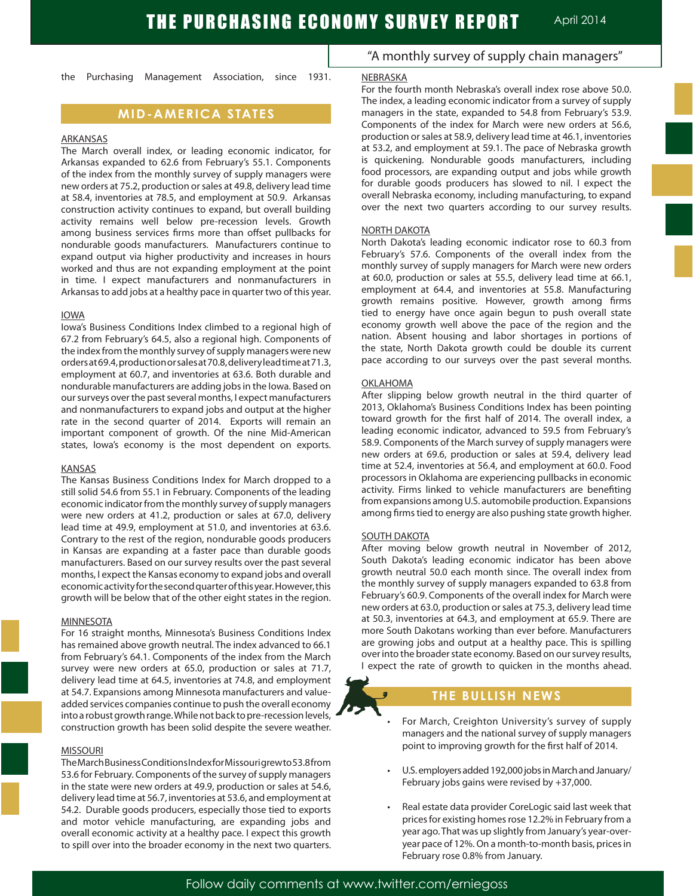the Purchasing Management Association, since 1931.

## MID-AMERICA STATES

ARKANSAS

The March overall index, or leading economic indicator, for Arkansas expanded to 62.6 from February's 55.1. Components of the index from the monthly survey of supply managers were new orders at 75.2, production or sales at 49.8, delivery lead time at 58.4, inventories at 78.5, and employment at 50.9. Arkansas construction activity continues to expand, but overall building activity remains well below pre-recession levels. Growth among business services firms more than offset pullbacks for nondurable goods manufacturers. Manufacturers continue to expand output via higher productivity and increases in hours worked and thus are not expanding employment at the point in time. I expect manufacturers and nonmanufacturers in Arkansas to add jobs at a healthy pace in quarter two of this year.

IOWA

Iowa's Business Conditions Index climbed to a regional high of 67.2 from February's 64.5, also a regional high. Components of the index from the monthly survey of supply managers were new orders at 69.4, production or sales at 70.8, delivery lead time at 71.3, employment at 60.7, and inventories at 63.6. Both durable and nondurable manufacturers are adding jobs in the Iowa. Based on our surveys over the past several months, I expect manufacturers and nonmanufacturers to expand jobs and output at the higher rate in the second quarter of 2014. Exports will remain an important component of growth. Of the nine Mid-American states, Iowa's economy is the most dependent on exports.

KANSAS

The Kansas Business Conditions Index for March dropped to a still solid 54.6 from 55.1 in February. Components of the leading economic indicator from the monthly survey of supply managers were new orders at 41.2, production or sales at 67.0, delivery lead time at 49.9, employment at 51.0, and inventories at 63.6. Contrary to the rest of the region, nondurable goods producers in Kansas are expanding at a faster pace than durable goods manufacturers. Based on our survey results over the past several months, I expect the Kansas economy to expand jobs and overall economic activity for the second quarter of this year. However, this growth will be below that of the other eight states in the region.

MINNESOTA

For 16 straight months, Minnesota's Business Conditions Index has remained above growth neutral. The index advanced to 66.1 from February's 64.1. Components of the index from the March survey were new orders at 65.0, production or sales at 71.7, delivery lead time at 64.5, inventories at 74.8, and employment at 54.7. Expansions among Minnesota manufacturers and value-added services companies continue to push the overall economy into a robust growth range. While not back to pre-recession levels, construction growth has been solid despite the severe weather.

MISSOURI

The March Business Conditions Index for Missouri grew to 53.8 from 53.6 for February. Components of the survey of supply managers in the state were new orders at 49.9, production or sales at 54.6, delivery lead time at 56.7, inventories at 53.6, and employment at 54.2. Durable goods producers, especially those tied to exports and motor vehicle manufacturing, are expanding jobs and overall economic activity at a healthy pace. I expect this growth to spill over into the broader economy in the next two quarters.

NEBRASKA

For the fourth month Nebraska's overall index rose above 50.0. The index, a leading economic indicator from a survey of supply managers in the state, expanded to 54.8 from February's 53.9. Components of the index for March were new orders at 56.6, production or sales at 58.9, delivery lead time at 46.1, inventories at 53.2, and employment at 59.1. The pace of Nebraska growth is quickening. Nondurable goods manufacturers, including food processors, are expanding output and jobs while growth for durable goods producers has slowed to nil. I expect the overall Nebraska economy, including manufacturing, to expand over the next two quarters according to our survey results.

NORTH DAKOTA

North Dakota's leading economic indicator rose to 60.3 from February's 57.6. Components of the overall index from the monthly survey of supply managers for March were new orders at 60.0, production or sales at 55.5, delivery lead time at 66.1, employment at 64.4, and inventories at 55.8. Manufacturing growth remains positive. However, growth among firms tied to energy have once again begun to push overall state economy growth well above the pace of the region and the nation. Absent housing and labor shortages in portions of the state, North Dakota growth could be double its current pace according to our surveys over the past several months.

OKLAHOMA

After slipping below growth neutral in the third quarter of 2013, Oklahoma's Business Conditions Index has been pointing toward growth for the first half of 2014. The overall index, a leading economic indicator, advanced to 59.5 from February's 58.9. Components of the March survey of supply managers were new orders at 69.6, production or sales at 59.4, delivery lead time at 52.4, inventories at 56.4, and employment at 60.0. Food processors in Oklahoma are experiencing pullbacks in economic activity. Firms linked to vehicle manufacturers are benefiting from expansions among U.S. automobile production. Expansions among firms tied to energy are also pushing state growth higher.

SOUTH DAKOTA

After moving below growth neutral in November of 2012, South Dakota's leading economic indicator has been above growth neutral 50.0 each month since. The overall index from the monthly survey of supply managers expanded to 63.8 from February's 60.9. Components of the overall index for March were new orders at 63.0, production or sales at 75.3, delivery lead time at 50.3, inventories at 64.3, and employment at 65.9. There are more South Dakotans working than ever before. Manufacturers are growing jobs and output at a healthy pace. This is spilling over into the broader state economy. Based on our survey results, I expect the rate of growth to quicken in the months ahead.

## THE BULLISH NEWS

- For March, Creighton University's survey of supply managers and the national survey of supply managers point to improving growth for the first half of 2014.
- U.S. employers added 192,000 jobs in March and January/February jobs gains were revised by +37,000.
- Real estate data provider CoreLogic said last week that prices for existing homes rose 12.2% in February from a year ago. That was up slightly from January's year-over-year pace of 12%. On a month-to-month basis, prices in February rose 0.8% from January.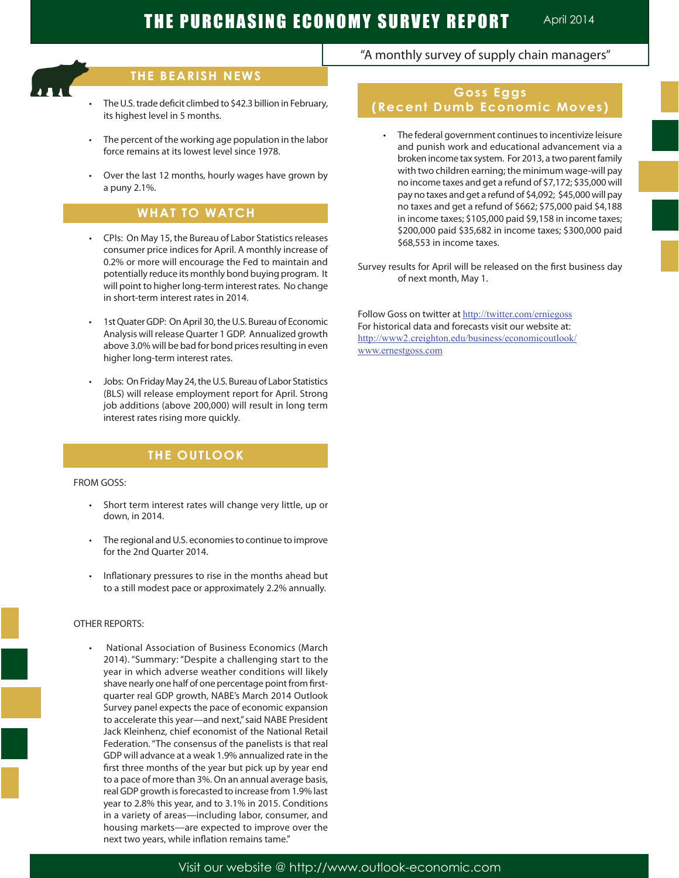## THE BEARISH NEWS

- The U.S. trade deficit climbed to $42.3 billion in February, its highest level in 5 months.
- The percent of the working age population in the labor force remains at its lowest level since 1978.
- Over the last 12 months, hourly wages have grown by a puny 2.1%.

## WHAT TO WATCH

- CPIs: On May 15, the Bureau of Labor Statistics releases consumer price indices for April. A monthly increase of 0.2% or more will encourage the Fed to maintain and potentially reduce its monthly bond buying program. It will point to higher long-term interest rates. No change in short-term interest rates in 2014.
- 1st Quater GDP: On April 30, the U.S. Bureau of Economic Analysis will release Quarter 1 GDP. Annualized growth above 3.0% will be bad for bond prices resulting in even higher long-term interest rates.
- Jobs: On Friday May 24, the U.S. Bureau of Labor Statistics (BLS) will release employment report for April. Strong job additions (above 200,000) will result in long term interest rates rising more quickly.

## THE OUTLOOK

FROM GOSS:

- Short term interest rates will change very little, up or down, in 2014.
- The regional and U.S. economies to continue to improve for the 2nd Quarter 2014.
- Inflationary pressures to rise in the months ahead but to a still modest pace or approximately 2.2% annually.

OTHER REPORTS:

- National Association of Business Economics (March 2014). "Summary: "Despite a challenging start to the year in which adverse weather conditions will likely shave nearly one half of one percentage point from first-quarter real GDP growth, NABE's March 2014 Outlook Survey panel expects the pace of economic expansion to accelerate this year—and next," said NABE President Jack Kleinhenz, chief economist of the National Retail Federation. "The consensus of the panelists is that real GDP will advance at a weak 1.9% annualized rate in the first three months of the year but pick up by year end to a pace of more than 3%. On an annual average basis, real GDP growth is forecasted to increase from 1.9% last year to 2.8% this year, and to 3.1% in 2015. Conditions in a variety of areas—including labor, consumer, and housing markets—are expected to improve over the next two years, while inflation remains tame."

## Goss Eggs (Recent Dumb Economic Moves)

- The federal government continues to incentivize leisure and punish work and educational advancement via a broken income tax system. For 2013, a two parent family with two children earning; the minimum wage-will pay no income taxes and get a refund of $7,172; $35,000 will pay no taxes and get a refund of $4,092; $45,000 will pay no taxes and get a refund of $662; $75,000 paid $4,188 in income taxes; $105,000 paid $9,158 in income taxes; $200,000 paid $35,682 in income taxes; $300,000 paid $68,553 in income taxes.

Survey results for April will be released on the first business day of next month, May 1.

Follow Goss on twitter at http://twitter.com/erniegoss
For historical data and forecasts visit our website at:
http://www2.creighton.edu/business/economicoutlook/
www.ernestgoss.com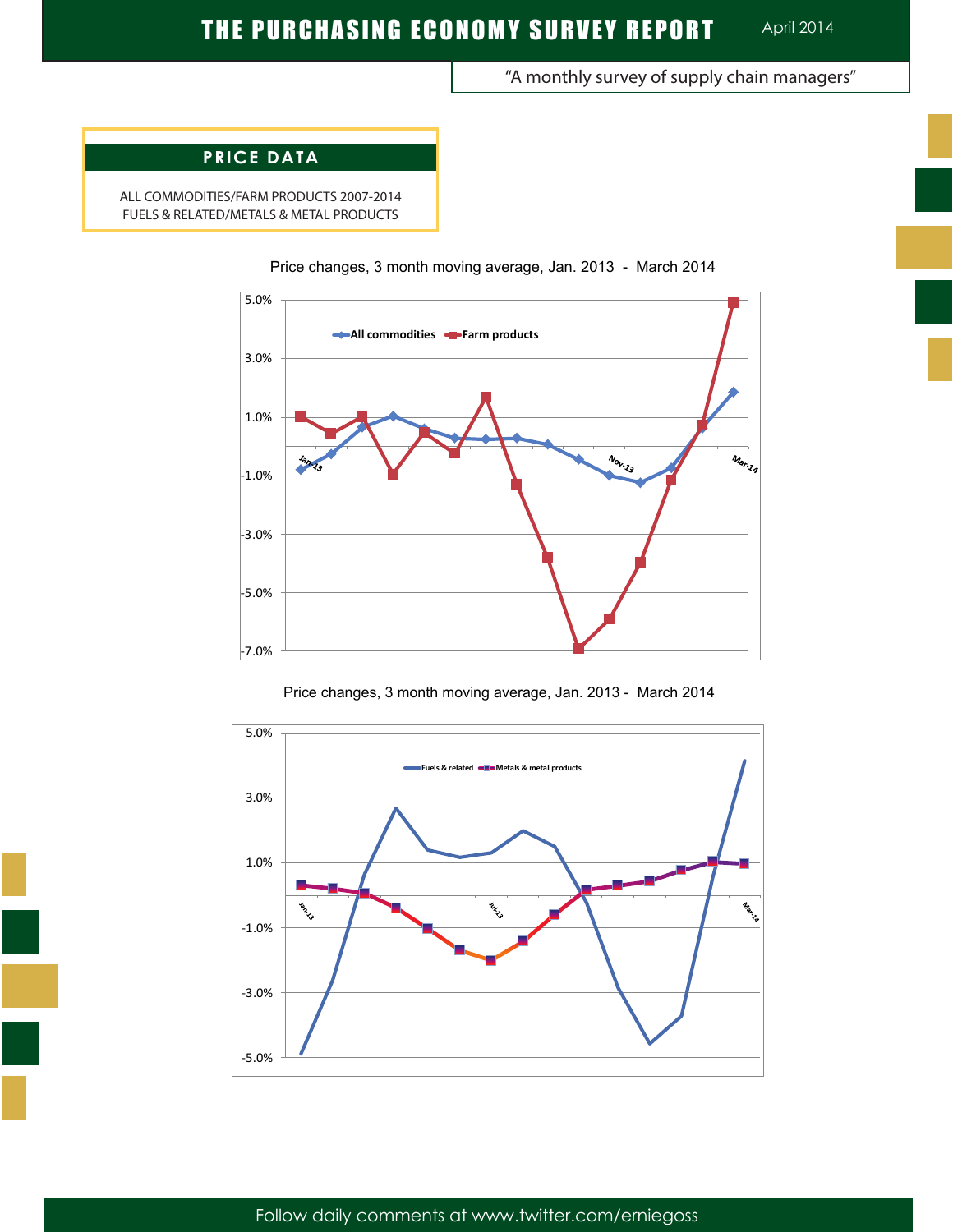# THE PURCHASING ECONOMY SURVEY REPORT

April 2014

"A monthly survey of supply chain managers"

## PRICE DATA

ALL COMMODITIES/FARM PRODUCTS 2007-2014
FUELS & RELATED/METALS & METAL PRODUCTS

Price changes, 3 month moving average, Jan. 2013 - March 2014

5.0%
3.0%
1.0%
-1.0%
-3.0%
-5.0%
-7.0%

All commodities
Farm products

Jan-13
Nov-13
Mar-14

Price changes, 3 month moving average, Jan. 2013 - March 2014

5.0%
3.0%
1.0%
-1.0%
-3.0%
-5.0%

Fuels & related
Metals & metal products

Jan-13
Jul-13
Mar-14

Follow daily comments at www.twitter.com/erniegoss